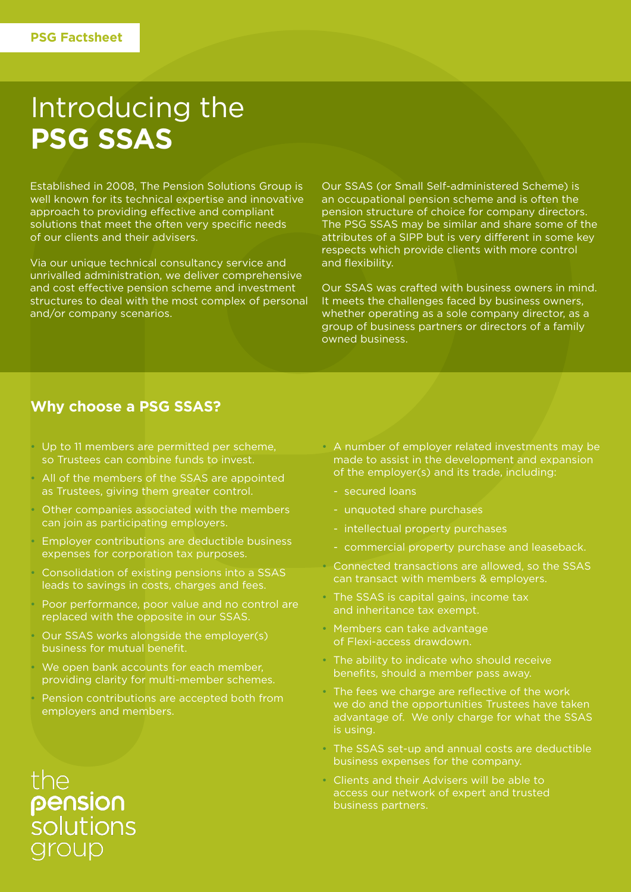PSG Factsheet

# Introducing the **PSG SSAS**

Established in 2008, The Pension Solutions Group is well known for its technical expertise and innovative approach to providing effective and compliant solutions that meet the often very specific needs of our clients and their advisers.

Via our unique technical consultancy service and unrivalled administration, we deliver comprehensive and cost effective pension scheme and investment structures to deal with the most complex of personal and/or company scenarios.

Our SSAS (or Small Self-administered Scheme) is an occupational pension scheme and is often the pension structure of choice for company directors. The PSG SSAS may be similar and share some of the attributes of a SIPP but is very different in some key respects which provide clients with more control and flexibility.

Our SSAS was crafted with business owners in mind. It meets the challenges faced by business owners, whether operating as a sole company director, as a group of business partners or directors of a family owned business.

## Why choose a PSG SSAS?

- Up to 11 members are permitted per scheme, so Trustees can combine funds to invest.
- All of the members of the SSAS are appointed as Trustees, giving them greater control.
- Other companies associated with the members can join as participating employers.
- Employer contributions are deductible business expenses for corporation tax purposes.
- Consolidation of existing pensions into a SSAS leads to savings in costs, charges and fees.
- Poor performance, poor value and no control are replaced with the opposite in our SSAS.
- Our SSAS works alongside the employer(s) business for mutual benefit.
- We open bank accounts for each member, providing clarity for multi-member schemes.
- Pension contributions are accepted both from employers and members.
- A number of employer related investments may be made to assist in the development and expansion of the employer(s) and its trade, including:
  - secured loans
  - unquoted share purchases
  - intellectual property purchases
  - commercial property purchase and leaseback.
- Connected transactions are allowed, so the SSAS can transact with members & employers.
- The SSAS is capital gains, income tax and inheritance tax exempt.
- Members can take advantage of Flexi-access drawdown.
- The ability to indicate who should receive benefits, should a member pass away.
- The fees we charge are reflective of the work we do and the opportunities Trustees have taken advantage of. We only charge for what the SSAS is using.
- The SSAS set-up and annual costs are deductible business expenses for the company.
- Clients and their Advisers will be able to access our network of expert and trusted business partners.

the pension solutions group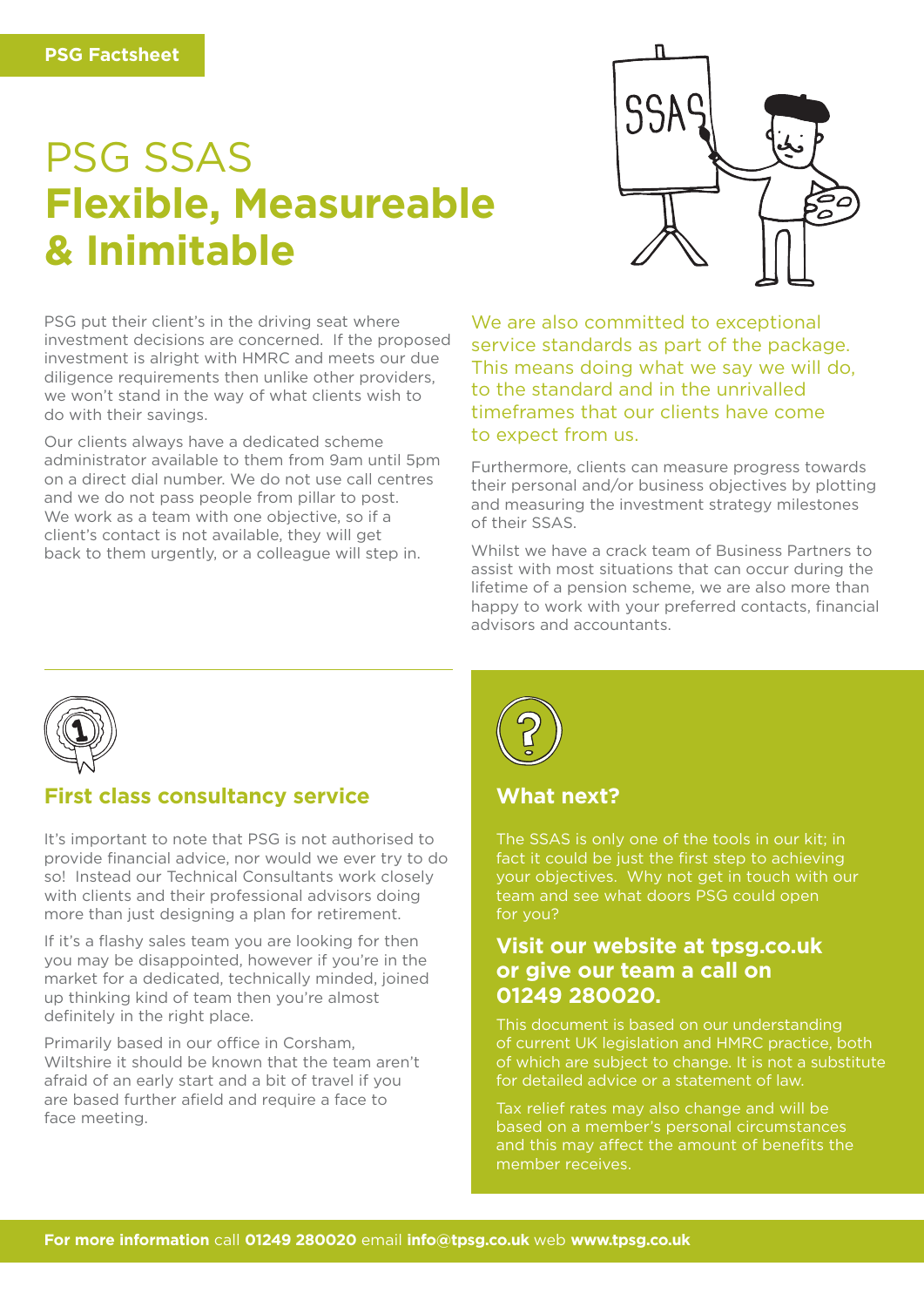PSG Factsheet

# PSG SSAS
# **Flexible, Measureable & Inimitable**

PSG put their client's in the driving seat where investment decisions are concerned. If the proposed investment is alright with HMRC and meets our due diligence requirements then unlike other providers, we won't stand in the way of what clients wish to do with their savings.

Our clients always have a dedicated scheme administrator available to them from 9am until 5pm on a direct dial number. We do not use call centres and we do not pass people from pillar to post. We work as a team with one objective, so if a client's contact is not available, they will get back to them urgently, or a colleague will step in.

We are also committed to exceptional service standards as part of the package. This means doing what we say we will do, to the standard and in the unrivalled timeframes that our clients have come to expect from us.

Furthermore, clients can measure progress towards their personal and/or business objectives by plotting and measuring the investment strategy milestones of their SSAS.

Whilst we have a crack team of Business Partners to assist with most situations that can occur during the lifetime of a pension scheme, we are also more than happy to work with your preferred contacts, financial advisors and accountants.

## First class consultancy service

It's important to note that PSG is not authorised to provide financial advice, nor would we ever try to do so! Instead our Technical Consultants work closely with clients and their professional advisors doing more than just designing a plan for retirement.

If it's a flashy sales team you are looking for then you may be disappointed, however if you're in the market for a dedicated, technically minded, joined up thinking kind of team then you're almost definitely in the right place.

Primarily based in our office in Corsham, Wiltshire it should be known that the team aren't afraid of an early start and a bit of travel if you are based further afield and require a face to face meeting.

## What next?

The SSAS is only one of the tools in our kit; in fact it could be just the first step to achieving your objectives. Why not get in touch with our team and see what doors PSG could open for you?

### Visit our website at tpsg.co.uk or give our team a call on 01249 280020.

This document is based on our understanding of current UK legislation and HMRC practice, both of which are subject to change. It is not a substitute for detailed advice or a statement of law.

Tax relief rates may also change and will be based on a member's personal circumstances and this may affect the amount of benefits the member receives.

**For more information** call **01249 280020** email **info@tpsg.co.uk** web **www.tpsg.co.uk**